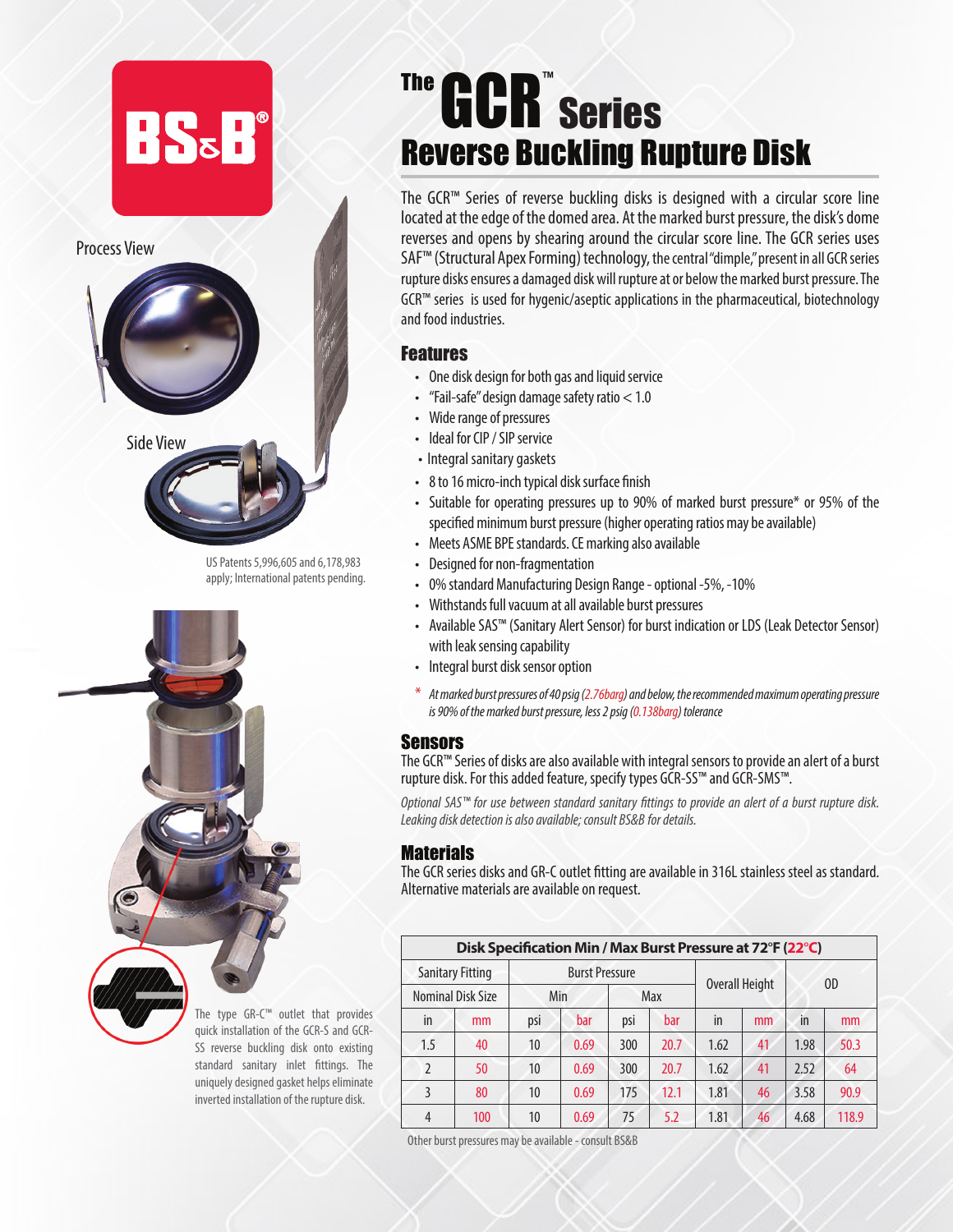# The GCR™ Series
## Reverse Buckling Rupture Disk

Process View

Side View

US Patents 5,996,605 and 6,178,983 apply; International patents pending.

The type GR-C™ outlet that provides quick installation of the GCR-S and GCR-SS reverse buckling disk onto existing standard sanitary inlet fittings. The uniquely designed gasket helps eliminate inverted installation of the rupture disk.

The GCR™ Series of reverse buckling disks is designed with a circular score line located at the edge of the domed area. At the marked burst pressure, the disk's dome reverses and opens by shearing around the circular score line. The GCR series uses SAF™ (Structural Apex Forming) technology, the central "dimple," present in all GCR series rupture disks ensures a damaged disk will rupture at or below the marked burst pressure. The GCR™ series is used for hygenic/aseptic applications in the pharmaceutical, biotechnology and food industries.

### Features

- One disk design for both gas and liquid service
- "Fail-safe" design damage safety ratio < 1.0
- Wide range of pressures
- Ideal for CIP / SIP service
- Integral sanitary gaskets
- 8 to 16 micro-inch typical disk surface finish
- Suitable for operating pressures up to 90% of marked burst pressure* or 95% of the specified minimum burst pressure (higher operating ratios may be available)
- Meets ASME BPE standards. CE marking also available
- Designed for non-fragmentation
- 0% standard Manufacturing Design Range - optional -5%, -10%
- Withstands full vacuum at all available burst pressures
- Available SAS™ (Sanitary Alert Sensor) for burst indication or LDS (Leak Detector Sensor) with leak sensing capability
- Integral burst disk sensor option

\* *At marked burst pressures of 40 psig (2.76barg) and below, the recommended maximum operating pressure is 90% of the marked burst pressure, less 2 psig (0.138barg) tolerance*

### Sensors

The GCR™ Series of disks are also available with integral sensors to provide an alert of a burst rupture disk. For this added feature, specify types GCR-SS™ and GCR-SMS™.

*Optional SAS™ for use between standard sanitary fittings to provide an alert of a burst rupture disk. Leaking disk detection is also available; consult BS&B for details.*

### Materials

The GCR series disks and GR-C outlet fitting are available in 316L stainless steel as standard. Alternative materials are available on request.

**Disk Specification Min / Max Burst Pressure at 72°F (22°C)**

| Sanitary Fitting Nominal Disk Size | | Burst Pressure | | | | Overall Height | | OD | |
|---|---|---|---|---|---|---|---|---|---|
| | | Min | | Max | | | | | |
| in | mm | psi | bar | psi | bar | in | mm | in | mm |
| 1.5 | 40 | 10 | 0.69 | 300 | 20.7 | 1.62 | 41 | 1.98 | 50.3 |
| 2 | 50 | 10 | 0.69 | 300 | 20.7 | 1.62 | 41 | 2.52 | 64 |
| 3 | 80 | 10 | 0.69 | 175 | 12.1 | 1.81 | 46 | 3.58 | 90.9 |
| 4 | 100 | 10 | 0.69 | 75 | 5.2 | 1.81 | 46 | 4.68 | 118.9 |

Other burst pressures may be available - consult BS&B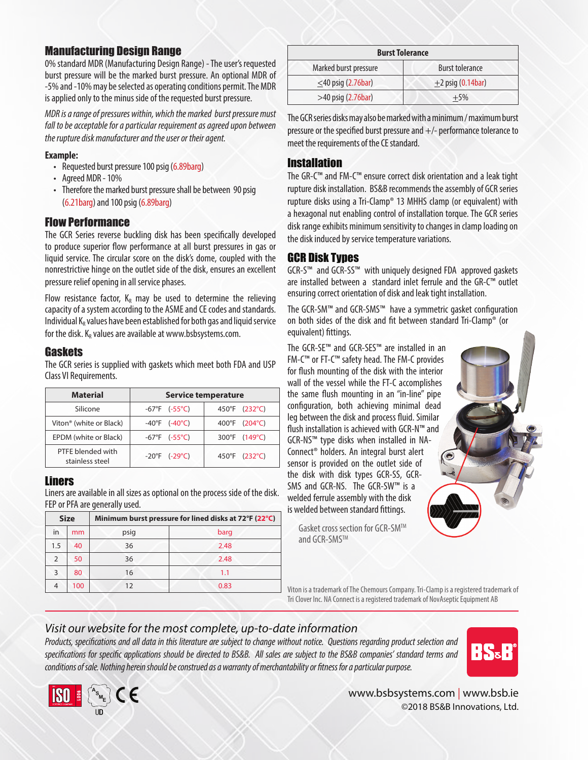## Manufacturing Design Range

0% standard MDR (Manufacturing Design Range) - The user's requested burst pressure will be the marked burst pressure. An optional MDR of -5% and -10% may be selected as operating conditions permit. The MDR is applied only to the minus side of the requested burst pressure.

*MDR is a range of pressures within, which the marked burst pressure must fall to be acceptable for a particular requirement as agreed upon between the rupture disk manufacturer and the user or their agent.*

**Example:**

- Requested burst pressure 100 psig (6.89barg)
- Agreed MDR - 10%
- Therefore the marked burst pressure shall be between 90 psig (6.21barg) and 100 psig (6.89barg)

## Flow Performance

The GCR Series reverse buckling disk has been specifically developed to produce superior flow performance at all burst pressures in gas or liquid service. The circular score on the disk's dome, coupled with the nonrestrictive hinge on the outlet side of the disk, ensures an excellent pressure relief opening in all service phases.

Flow resistance factor, $K_R$ may be used to determine the relieving capacity of a system according to the ASME and CE codes and standards. Individual $K_R$ values have been established for both gas and liquid service for the disk. $K_R$ values are available at www.bsbsystems.com.

## Gaskets

The GCR series is supplied with gaskets which meet both FDA and USP Class VI Requirements.

| Material | Service temperature | |
|---|---|---|
| Silicone | -67°F (-55°C) | 450°F (232°C) |
| Viton® (white or Black) | -40°F (-40°C) | 400°F (204°C) |
| EPDM (white or Black) | -67°F (-55°C) | 300°F (149°C) |
| PTFE blended with stainless steel | -20°F (-29°C) | 450°F (232°C) |

## Liners

Liners are available in all sizes as optional on the process side of the disk. FEP or PFA are generally used.

| Size | | Minimum burst pressure for lined disks at 72°F (22°C) | |
|---|---|---|---|
| in | mm | psig | barg |
| 1.5 | 40 | 36 | 2.48 |
| 2 | 50 | 36 | 2.48 |
| 3 | 80 | 16 | 1.1 |
| 4 | 100 | 12 | 0.83 |

| Burst Tolerance | |
|---|---|
| Marked burst pressure | Burst tolerance |
| ≤40 psig (2.76bar) | ±2 psig (0.14bar) |
| >40 psig (2.76bar) | ±5% |

The GCR series disks may also be marked with a minimum / maximum burst pressure or the specified burst pressure and +/- performance tolerance to meet the requirements of the CE standard.

## Installation

The GR-C™ and FM-C™ ensure correct disk orientation and a leak tight rupture disk installation. BS&B recommends the assembly of GCR series rupture disks using a Tri-Clamp® 13 MHHS clamp (or equivalent) with a hexagonal nut enabling control of installation torque. The GCR series disk range exhibits minimum sensitivity to changes in clamp loading on the disk induced by service temperature variations.

## GCR Disk Types

GCR-S™ and GCR-SS™ with uniquely designed FDA approved gaskets are installed between a standard inlet ferrule and the GR-C™ outlet ensuring correct orientation of disk and leak tight installation.

The GCR-SM™ and GCR-SMS™ have a symmetric gasket configuration on both sides of the disk and fit between standard Tri-Clamp® (or equivalent) fittings.

The GCR-SE™ and GCR-SES™ are installed in an FM-C™ or FT-C™ safety head. The FM-C provides for flush mounting of the disk with the interior wall of the vessel while the FT-C accomplishes the same flush mounting in an "in-line" pipe configuration, both achieving minimal dead leg between the disk and process fluid. Similar flush installation is achieved with GCR-N™ and GCR-NS™ type disks when installed in NA-Connect® holders. An integral burst alert sensor is provided on the outlet side of the disk with disk types GCR-SS, GCR-SMS and GCR-NS. The GCR-SW™ is a welded ferrule assembly with the disk is welded between standard fittings.

Gasket cross section for GCR-SM™ and GCR-SMS™

Viton is a trademark of The Chemours Company. Tri-Clamp is a registered trademark of Tri Clover Inc. NA Connect is a registered trademark of NovAseptic Equipment AB

*Visit our website for the most complete, up-to-date information*

*Products, specifications and all data in this literature are subject to change without notice. Questions regarding product selection and specifications for specific applications should be directed to BS&B. All sales are subject to the BS&B companies' standard terms and conditions of sale. Nothing herein should be construed as a warranty of merchantability or fitness for a particular purpose.*

www.bsbsystems.com | www.bsb.ie

©2018 BS&B Innovations, Ltd.